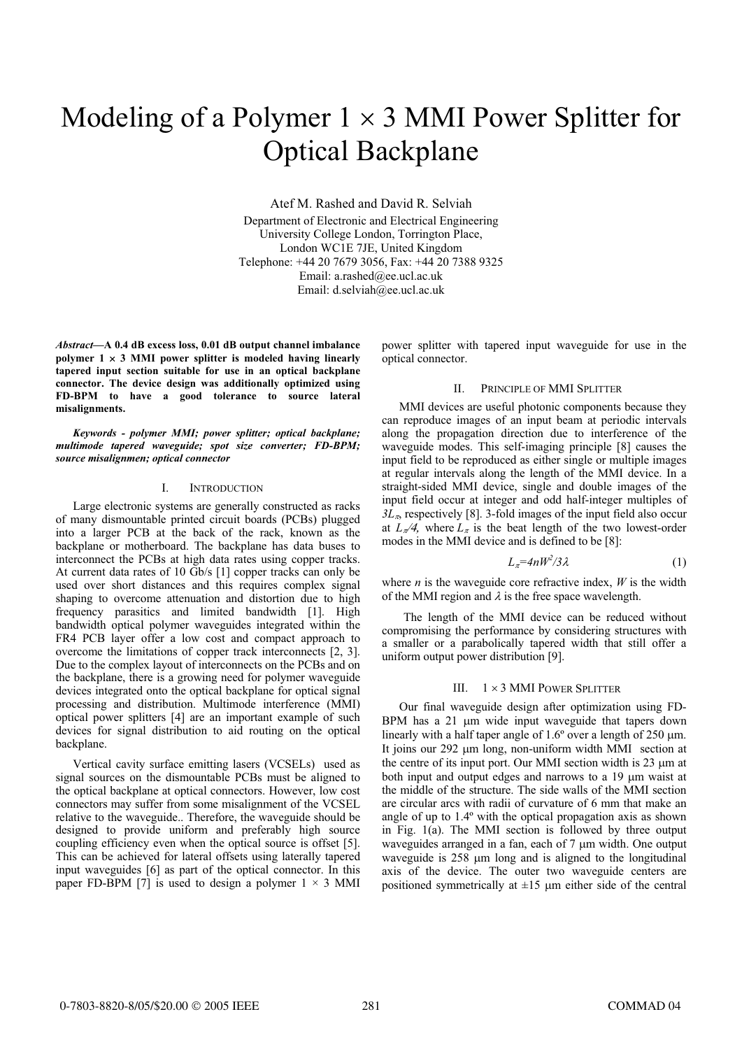# Modeling of a Polymer 1 × 3 MMI Power Splitter for Optical Backplane

Atef M. Rashed and David R. Selviah

Department of Electronic and Electrical Engineering
University College London, Torrington Place,
London WC1E 7JE, United Kingdom
Telephone: +44 20 7679 3056, Fax: +44 20 7388 9325
Email: a.rashed@ee.ucl.ac.uk
Email: d.selviah@ee.ucl.ac.uk

***Abstract*—A 0.4 dB excess loss, 0.01 dB output channel imbalance polymer 1 × 3 MMI power splitter is modeled having linearly tapered input section suitable for use in an optical backplane connector. The device design was additionally optimized using FD-BPM to have a good tolerance to source lateral misalignments.**

***Keywords - polymer MMI; power splitter; optical backplane; multimode tapered waveguide; spot size converter; FD-BPM; source misalignmen; optical connector***

## I. Introduction

Large electronic systems are generally constructed as racks of many dismountable printed circuit boards (PCBs) plugged into a larger PCB at the back of the rack, known as the backplane or motherboard. The backplane has data buses to interconnect the PCBs at high data rates using copper tracks. At current data rates of 10 Gb/s [1] copper tracks can only be used over short distances and this requires complex signal shaping to overcome attenuation and distortion due to high frequency parasitics and limited bandwidth [1]. High bandwidth optical polymer waveguides integrated within the FR4 PCB layer offer a low cost and compact approach to overcome the limitations of copper track interconnects [2, 3]. Due to the complex layout of interconnects on the PCBs and on the backplane, there is a growing need for polymer waveguide devices integrated onto the optical backplane for optical signal processing and distribution. Multimode interference (MMI) optical power splitters [4] are an important example of such devices for signal distribution to aid routing on the optical backplane.

Vertical cavity surface emitting lasers (VCSELs) used as signal sources on the dismountable PCBs must be aligned to the optical backplane at optical connectors. However, low cost connectors may suffer from some misalignment of the VCSEL relative to the waveguide.. Therefore, the waveguide should be designed to provide uniform and preferably high source coupling efficiency even when the optical source is offset [5]. This can be achieved for lateral offsets using laterally tapered input waveguides [6] as part of the optical connector. In this paper FD-BPM [7] is used to design a polymer 1 × 3 MMI power splitter with tapered input waveguide for use in the optical connector.

## II. Principle of MMI Splitter

MMI devices are useful photonic components because they can reproduce images of an input beam at periodic intervals along the propagation direction due to interference of the waveguide modes. This self-imaging principle [8] causes the input field to be reproduced as either single or multiple images at regular intervals along the length of the MMI device. In a straight-sided MMI device, single and double images of the input field occur at integer and odd half-integer multiples of $3L_\pi$, respectively [8]. 3-fold images of the input field also occur at $L_\pi/4$, where $L_\pi$ is the beat length of the two lowest-order modes in the MMI device and is defined to be [8]:

$$L_\pi = 4nW^2/3\lambda \tag{1}$$

where $n$ is the waveguide core refractive index, $W$ is the width of the MMI region and $\lambda$ is the free space wavelength.

The length of the MMI device can be reduced without compromising the performance by considering structures with a smaller or a parabolically tapered width that still offer a uniform output power distribution [9].

## III. 1 × 3 MMI Power Splitter

Our final waveguide design after optimization using FD-BPM has a 21 μm wide input waveguide that tapers down linearly with a half taper angle of 1.6º over a length of 250 μm. It joins our 292 μm long, non-uniform width MMI section at the centre of its input port. Our MMI section width is 23 μm at both input and output edges and narrows to a 19 μm waist at the middle of the structure. The side walls of the MMI section are circular arcs with radii of curvature of 6 mm that make an angle of up to 1.4º with the optical propagation axis as shown in Fig. 1(a). The MMI section is followed by three output waveguides arranged in a fan, each of 7 μm width. One output waveguide is 258 μm long and is aligned to the longitudinal axis of the device. The outer two waveguide centers are positioned symmetrically at ±15 μm either side of the central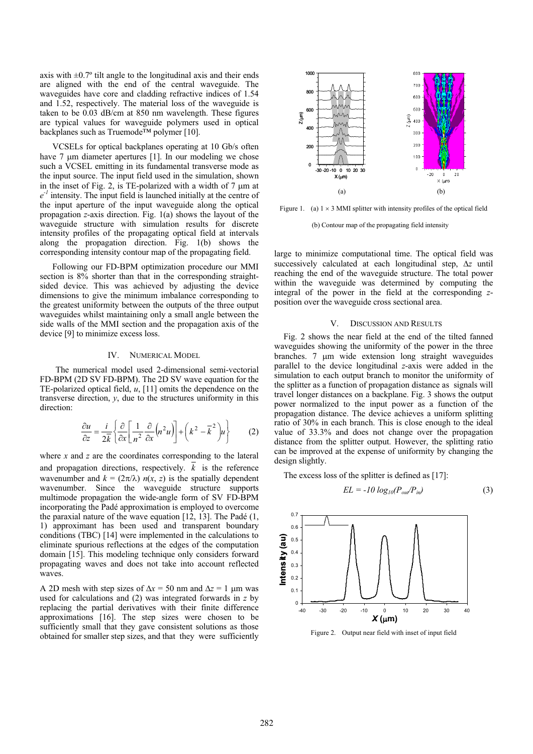axis with ±0.7º tilt angle to the longitudinal axis and their ends are aligned with the end of the central waveguide. The waveguides have core and cladding refractive indices of 1.54 and 1.52, respectively. The material loss of the waveguide is taken to be 0.03 dB/cm at 850 nm wavelength. These figures are typical values for waveguide polymers used in optical backplanes such as Truemode™ polymer [10].

VCSELs for optical backplanes operating at 10 Gb/s often have 7 μm diameter apertures [1]. In our modeling we chose such a VCSEL emitting in its fundamental transverse mode as the input source. The input field used in the simulation, shown in the inset of Fig. 2, is TE-polarized with a width of 7 μm at $e^{-1}$ intensity. The input field is launched initially at the centre of the input aperture of the input waveguide along the optical propagation $z$-axis direction. Fig. 1(a) shows the layout of the waveguide structure with simulation results for discrete intensity profiles of the propagating optical field at intervals along the propagation direction. Fig. 1(b) shows the corresponding intensity contour map of the propagating field.

Following our FD-BPM optimization procedure our MMI section is 8% shorter than that in the corresponding straight-sided device. This was achieved by adjusting the device dimensions to give the minimum imbalance corresponding to the greatest uniformity between the outputs of the three output waveguides whilst maintaining only a small angle between the side walls of the MMI section and the propagation axis of the device [9] to minimize excess loss.

Figure 1. (a) 1 × 3 MMI splitter with intensity profiles of the optical field (b) Contour map of the propagating field intensity

## IV. Numerical Model

The numerical model used 2-dimensional semi-vectorial FD-BPM (2D SV FD-BPM). The 2D SV wave equation for the TE-polarized optical field, $u$, [11] omits the dependence on the transverse direction, $y$, due to the structures uniformity in this direction:

$$\frac{\partial u}{\partial z} = \frac{i}{2\overline{k}} \left\{ \frac{\partial}{\partial x}\left[ \frac{1}{n^2} \frac{\partial}{\partial x}\left(n^2 u\right)\right] + \left(k^2 - \overline{k}^2\right)u \right\} \qquad (2)$$

where $x$ and $z$ are the coordinates corresponding to the lateral and propagation directions, respectively. $\overline{k}$ is the reference wavenumber and $k = (2\pi/\lambda)\ n(x, z)$ is the spatially dependent wavenumber. Since the waveguide structure supports multimode propagation the wide-angle form of SV FD-BPM incorporating the Padé approximation is employed to overcome the paraxial nature of the wave equation [12, 13]. The Padé (1, 1) approximant has been used and transparent boundary conditions (TBC) [14] were implemented in the calculations to eliminate spurious reflections at the edges of the computation domain [15]. This modeling technique only considers forward propagating waves and does not take into account reflected waves.

A 2D mesh with step sizes of $\Delta x$ = 50 nm and $\Delta z$ = 1 μm was used for calculations and (2) was integrated forwards in $z$ by replacing the partial derivatives with their finite difference approximations [16]. The step sizes were chosen to be sufficiently small that they gave consistent solutions as those obtained for smaller step sizes, and that they were sufficiently large to minimize computational time. The optical field was successively calculated at each longitudinal step, $\Delta z$ until reaching the end of the waveguide structure. The total power within the waveguide was determined by computing the integral of the power in the field at the corresponding $z$-position over the waveguide cross sectional area.

## V. Discussion and Results

Fig. 2 shows the near field at the end of the tilted fanned waveguides showing the uniformity of the power in the three branches. 7 μm wide extension long straight waveguides parallel to the device longitudinal $z$-axis were added in the simulation to each output branch to monitor the uniformity of the splitter as a function of propagation distance as signals will travel longer distances on a backplane. Fig. 3 shows the output power normalized to the input power as a function of the propagation distance. The device achieves a uniform splitting ratio of 30% in each branch. This is close enough to the ideal value of 33.3% and does not change over the propagation distance from the splitter output. However, the splitting ratio can be improved at the expense of uniformity by changing the design slightly.

The excess loss of the splitter is defined as [17]:

$$EL = -10\ log_{10}(P_{out}/P_{in}) \qquad (3)$$

Figure 2. Output near field with inset of input field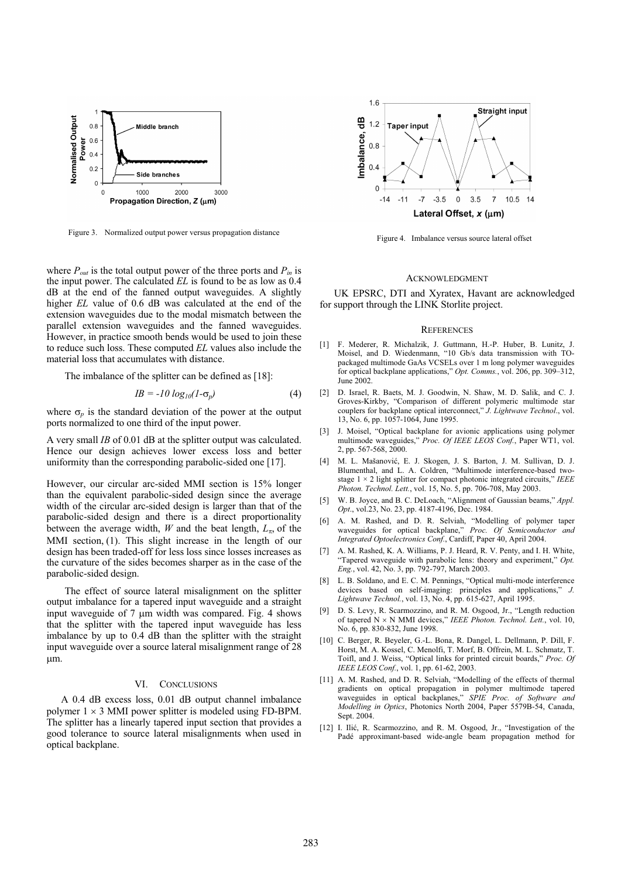Figure 3. Normalized output power versus propagation distance

Figure 4. Imbalance versus source lateral offset

where $P_{out}$ is the total output power of the three ports and $P_{in}$ is the input power. The calculated *EL* is found to be as low as 0.4 dB at the end of the fanned output waveguides. A slightly higher *EL* value of 0.6 dB was calculated at the end of the extension waveguides due to the modal mismatch between the parallel extension waveguides and the fanned waveguides. However, in practice smooth bends would be used to join these to reduce such loss. These computed *EL* values also include the material loss that accumulates with distance.

The imbalance of the splitter can be defined as [18]:

$$IB = -10 \log_{10}(1-\sigma_p) \quad (4)$$

where $\sigma_p$ is the standard deviation of the power at the output ports normalized to one third of the input power.

A very small *IB* of 0.01 dB at the splitter output was calculated. Hence our design achieves lower excess loss and better uniformity than the corresponding parabolic-sided one [17].

However, our circular arc-sided MMI section is 15% longer than the equivalent parabolic-sided design since the average width of the circular arc-sided design is larger than that of the parabolic-sided design and there is a direct proportionality between the average width, *W* and the beat length, $L_\pi$, of the MMI section, (1). This slight increase in the length of our design has been traded-off for less loss since losses increases as the curvature of the sides becomes sharper as in the case of the parabolic-sided design.

The effect of source lateral misalignment on the splitter output imbalance for a tapered input waveguide and a straight input waveguide of 7 μm width was compared. Fig. 4 shows that the splitter with the tapered input waveguide has less imbalance by up to 0.4 dB than the splitter with the straight input waveguide over a source lateral misalignment range of 28 μm.

## VI. Conclusions

A 0.4 dB excess loss, 0.01 dB output channel imbalance polymer 1 × 3 MMI power splitter is modeled using FD-BPM. The splitter has a linearly tapered input section that provides a good tolerance to source lateral misalignments when used in optical backplane.

## Acknowledgment

UK EPSRC, DTI and Xyratex, Havant are acknowledged for support through the LINK Storlite project.

## References

[1] F. Mederer, R. Michalzik, J. Guttmann, H.-P. Huber, B. Lunitz, J. Moisel, and D. Wiedenmann, "10 Gb/s data transmission with TO-packaged multimode GaAs VCSELs over 1 m long polymer waveguides for optical backplane applications," *Opt. Comms.*, vol. 206, pp. 309–312, June 2002.

[2] D. Israel, R. Baets, M. J. Goodwin, N. Shaw, M. D. Salik, and C. J. Groves-Kirkby, "Comparison of different polymeric multimode star couplers for backplane optical interconnect," *J. Lightwave Technol.*, vol. 13, No. 6, pp. 1057-1064, June 1995.

[3] J. Moisel, "Optical backplane for avionic applications using polymer multimode waveguides," *Proc. Of IEEE LEOS Conf.*, Paper WT1, vol. 2, pp. 567-568, 2000.

[4] M. L. Mašanović, E. J. Skogen, J. S. Barton, J. M. Sullivan, D. J. Blumenthal, and L. A. Coldren, "Multimode interference-based two-stage 1 × 2 light splitter for compact photonic integrated circuits," *IEEE Photon. Technol. Lett.*, vol. 15, No. 5, pp. 706-708, May 2003.

[5] W. B. Joyce, and B. C. DeLoach, "Alignment of Gaussian beams," *Appl. Opt.*, vol.23, No. 23, pp. 4187-4196, Dec. 1984.

[6] A. M. Rashed, and D. R. Selviah, "Modelling of polymer taper waveguides for optical backplane," *Proc. Of Semiconductor and Integrated Optoelectronics Conf.*, Cardiff, Paper 40, April 2004.

[7] A. M. Rashed, K. A. Williams, P. J. Heard, R. V. Penty, and I. H. White, "Tapered waveguide with parabolic lens: theory and experiment," *Opt. Eng.*, vol. 42, No. 3, pp. 792-797, March 2003.

[8] L. B. Soldano, and E. C. M. Pennings, "Optical multi-mode interference devices based on self-imaging: principles and applications," *J. Lightwave Technol.*, vol. 13, No. 4, pp. 615-627, April 1995.

[9] D. S. Levy, R. Scarmozzino, and R. M. Osgood, Jr., "Length reduction of tapered N × N MMI devices," *IEEE Photon. Technol. Lett.*, vol. 10, No. 6, pp. 830-832, June 1998.

[10] C. Berger, R. Beyeler, G.-L. Bona, R. Dangel, L. Dellmann, P. Dill, F. Horst, M. A. Kossel, C. Menolfi, T. Morf, B. Offrein, M. L. Schmatz, T. Toifl, and J. Weiss, "Optical links for printed circuit boards," *Proc. Of IEEE LEOS Conf.*, vol. 1, pp. 61-62, 2003.

[11] A. M. Rashed, and D. R. Selviah, "Modelling of the effects of thermal gradients on optical propagation in polymer multimode tapered waveguides in optical backplanes," *SPIE Proc. of Software and Modelling in Optics*, Photonics North 2004, Paper 5579B-54, Canada, Sept. 2004.

[12] I. Ilić, R. Scarmozzino, and R. M. Osgood, Jr., "Investigation of the Padé approximant-based wide-angle beam propagation method for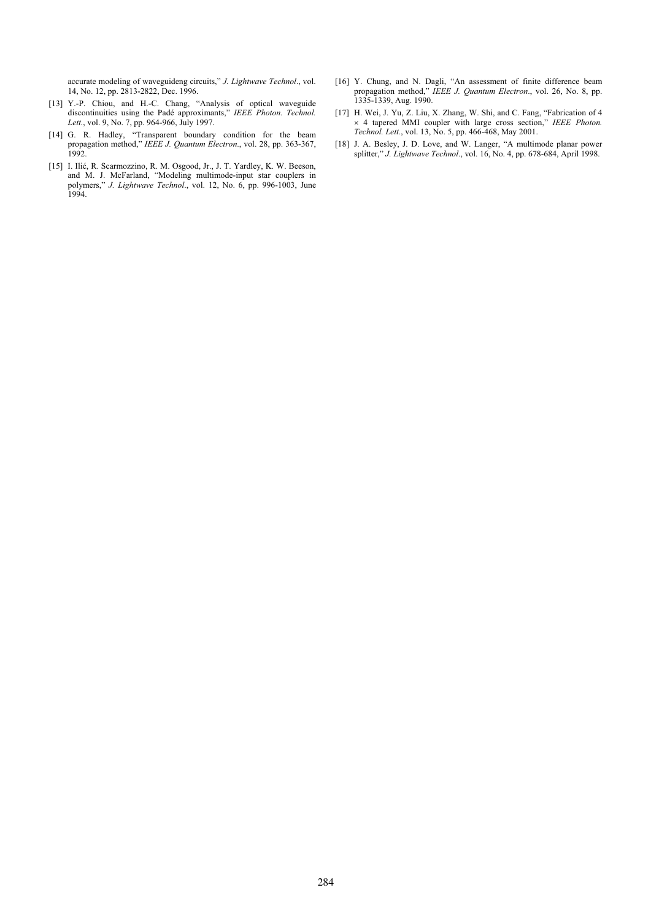accurate modeling of waveguideng circuits," *J. Lightwave Technol*., vol. 14, No. 12, pp. 2813-2822, Dec. 1996.

[13] Y.-P. Chiou, and H.-C. Chang, "Analysis of optical waveguide discontinuities using the Padé approximants," *IEEE Photon. Technol. Lett.*, vol. 9, No. 7, pp. 964-966, July 1997.

[14] G. R. Hadley, "Transparent boundary condition for the beam propagation method," *IEEE J. Quantum Electron*., vol. 28, pp. 363-367, 1992.

[15] I. Ilić, R. Scarmozzino, R. M. Osgood, Jr., J. T. Yardley, K. W. Beeson, and M. J. McFarland, "Modeling multimode-input star couplers in polymers," *J. Lightwave Technol*., vol. 12, No. 6, pp. 996-1003, June 1994.

[16] Y. Chung, and N. Dagli, "An assessment of finite difference beam propagation method," *IEEE J. Quantum Electron*., vol. 26, No. 8, pp. 1335-1339, Aug. 1990.

[17] H. Wei, J. Yu, Z. Liu, X. Zhang, W. Shi, and C. Fang, "Fabrication of 4 × 4 tapered MMI coupler with large cross section," *IEEE Photon. Technol. Lett.*, vol. 13, No. 5, pp. 466-468, May 2001.

[18] J. A. Besley, J. D. Love, and W. Langer, "A multimode planar power splitter," *J. Lightwave Technol*., vol. 16, No. 4, pp. 678-684, April 1998.